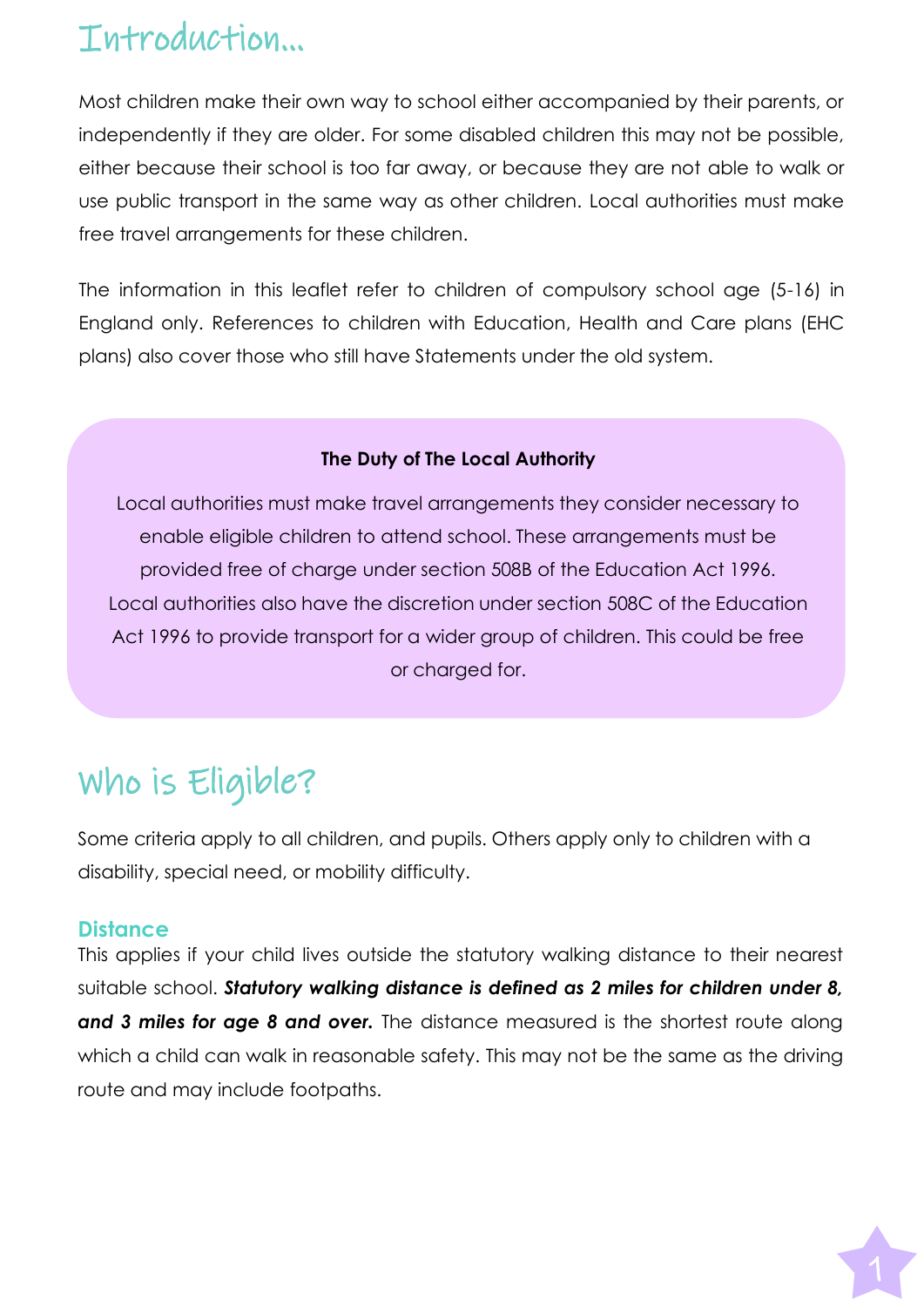# Introduction...

Most children make their own way to school either accompanied by their parents, or independently if they are older. For some disabled children this may not be possible, either because their school is too far away, or because they are not able to walk or use public transport in the same way as other children. Local authorities must make free travel arrangements for these children.

The information in this leaflet refer to children of compulsory school age (5-16) in England only. References to children with Education, Health and Care plans (EHC plans) also cover those who still have Statements under the old system.

**The Duty of The Local Authority**

Local authorities must make travel arrangements they consider necessary to enable eligible children to attend school. These arrangements must be provided free of charge under section 508B of the Education Act 1996. Local authorities also have the discretion under section 508C of the Education Act 1996 to provide transport for a wider group of children. This could be free or charged for.

# Who is Eligible?

Some criteria apply to all children, and pupils. Others apply only to children with a disability, special need, or mobility difficulty.

### Distance

This applies if your child lives outside the statutory walking distance to their nearest suitable school. ***Statutory walking distance is defined as 2 miles for children under 8, and 3 miles for age 8 and over.*** The distance measured is the shortest route along which a child can walk in reasonable safety. This may not be the same as the driving route and may include footpaths.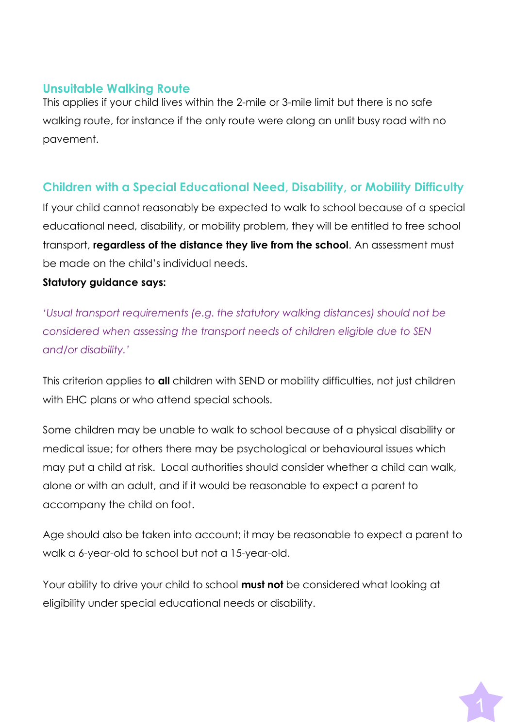## Unsuitable Walking Route

This applies if your child lives within the 2-mile or 3-mile limit but there is no safe walking route, for instance if the only route were along an unlit busy road with no pavement.

## Children with a Special Educational Need, Disability, or Mobility Difficulty

If your child cannot reasonably be expected to walk to school because of a special educational need, disability, or mobility problem, they will be entitled to free school transport, **regardless of the distance they live from the school**. An assessment must be made on the child's individual needs.

**Statutory guidance says:**

*'Usual transport requirements (e.g. the statutory walking distances) should not be considered when assessing the transport needs of children eligible due to SEN and/or disability.'*

This criterion applies to **all** children with SEND or mobility difficulties, not just children with EHC plans or who attend special schools.

Some children may be unable to walk to school because of a physical disability or medical issue; for others there may be psychological or behavioural issues which may put a child at risk. Local authorities should consider whether a child can walk, alone or with an adult, and if it would be reasonable to expect a parent to accompany the child on foot.

Age should also be taken into account; it may be reasonable to expect a parent to walk a 6-year-old to school but not a 15-year-old.

Your ability to drive your child to school **must not** be considered what looking at eligibility under special educational needs or disability.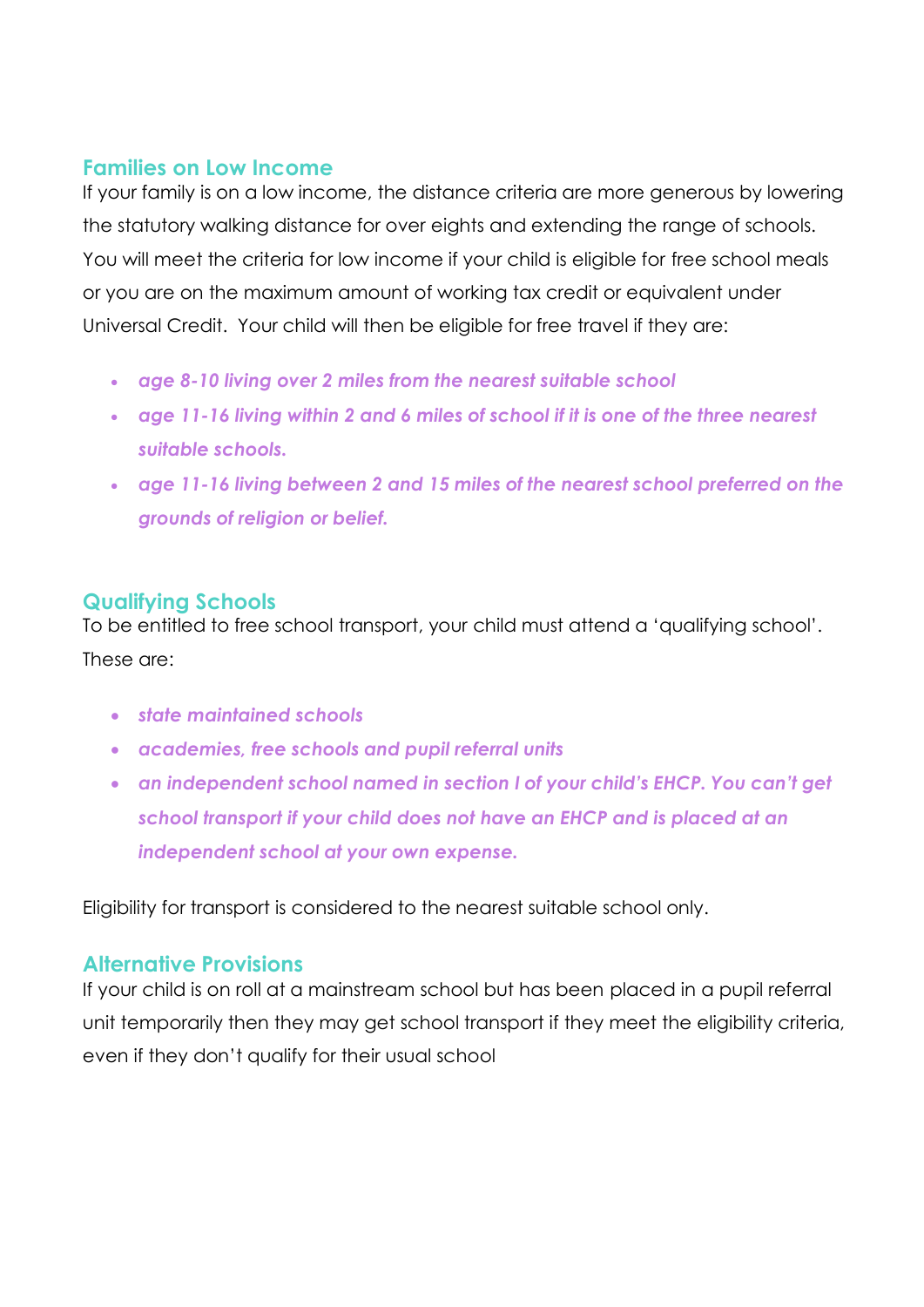## Families on Low Income

If your family is on a low income, the distance criteria are more generous by lowering the statutory walking distance for over eights and extending the range of schools. You will meet the criteria for low income if your child is eligible for free school meals or you are on the maximum amount of working tax credit or equivalent under Universal Credit. Your child will then be eligible for free travel if they are:

- ***age 8-10 living over 2 miles from the nearest suitable school***
- ***age 11-16 living within 2 and 6 miles of school if it is one of the three nearest suitable schools.***
- ***age 11-16 living between 2 and 15 miles of the nearest school preferred on the grounds of religion or belief.***

## Qualifying Schools

To be entitled to free school transport, your child must attend a 'qualifying school'. These are:

- ***state maintained schools***
- ***academies, free schools and pupil referral units***
- ***an independent school named in section I of your child's EHCP. You can't get school transport if your child does not have an EHCP and is placed at an independent school at your own expense.***

Eligibility for transport is considered to the nearest suitable school only.

## Alternative Provisions

If your child is on roll at a mainstream school but has been placed in a pupil referral unit temporarily then they may get school transport if they meet the eligibility criteria, even if they don't qualify for their usual school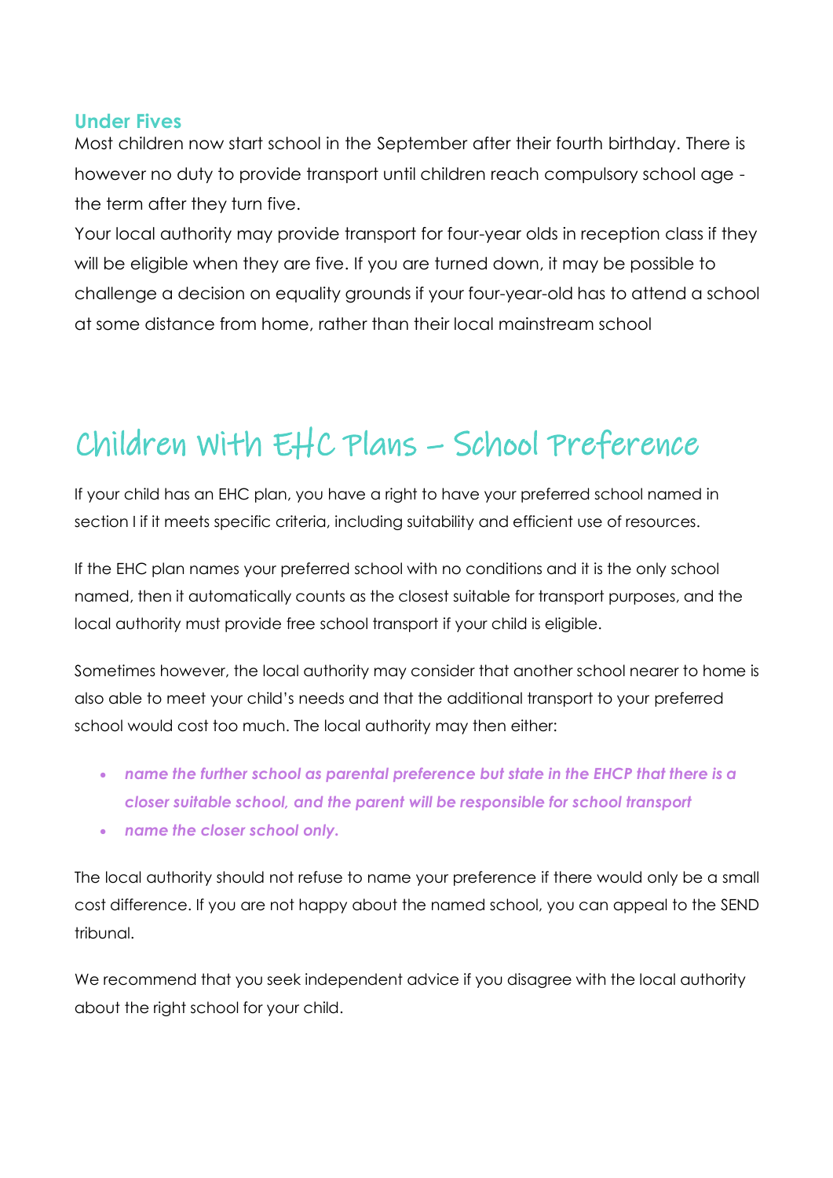### Under Fives

Most children now start school in the September after their fourth birthday. There is however no duty to provide transport until children reach compulsory school age - the term after they turn five.

Your local authority may provide transport for four-year olds in reception class if they will be eligible when they are five. If you are turned down, it may be possible to challenge a decision on equality grounds if your four-year-old has to attend a school at some distance from home, rather than their local mainstream school

# Children With EHC Plans – School Preference

If your child has an EHC plan, you have a right to have your preferred school named in section I if it meets specific criteria, including suitability and efficient use of resources.

If the EHC plan names your preferred school with no conditions and it is the only school named, then it automatically counts as the closest suitable for transport purposes, and the local authority must provide free school transport if your child is eligible.

Sometimes however, the local authority may consider that another school nearer to home is also able to meet your child's needs and that the additional transport to your preferred school would cost too much. The local authority may then either:

- ***name the further school as parental preference but state in the EHCP that there is a closer suitable school, and the parent will be responsible for school transport***
- ***name the closer school only.***

The local authority should not refuse to name your preference if there would only be a small cost difference. If you are not happy about the named school, you can appeal to the SEND tribunal.

We recommend that you seek independent advice if you disagree with the local authority about the right school for your child.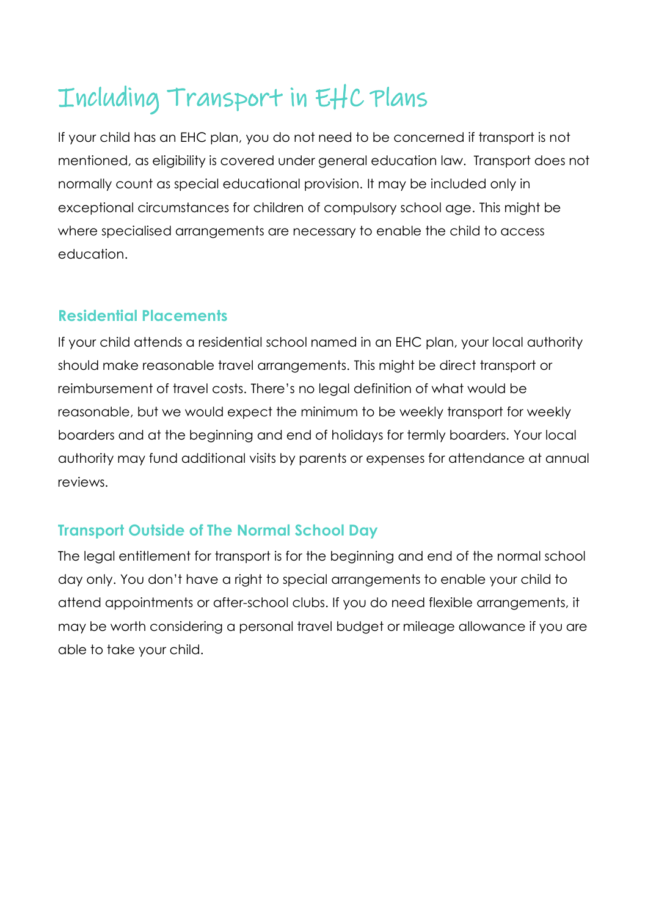# Including Transport in EHC Plans

If your child has an EHC plan, you do not need to be concerned if transport is not mentioned, as eligibility is covered under general education law. Transport does not normally count as special educational provision. It may be included only in exceptional circumstances for children of compulsory school age. This might be where specialised arrangements are necessary to enable the child to access education.

## Residential Placements

If your child attends a residential school named in an EHC plan, your local authority should make reasonable travel arrangements. This might be direct transport or reimbursement of travel costs. There's no legal definition of what would be reasonable, but we would expect the minimum to be weekly transport for weekly boarders and at the beginning and end of holidays for termly boarders. Your local authority may fund additional visits by parents or expenses for attendance at annual reviews.

## Transport Outside of The Normal School Day

The legal entitlement for transport is for the beginning and end of the normal school day only. You don't have a right to special arrangements to enable your child to attend appointments or after-school clubs. If you do need flexible arrangements, it may be worth considering a personal travel budget or mileage allowance if you are able to take your child.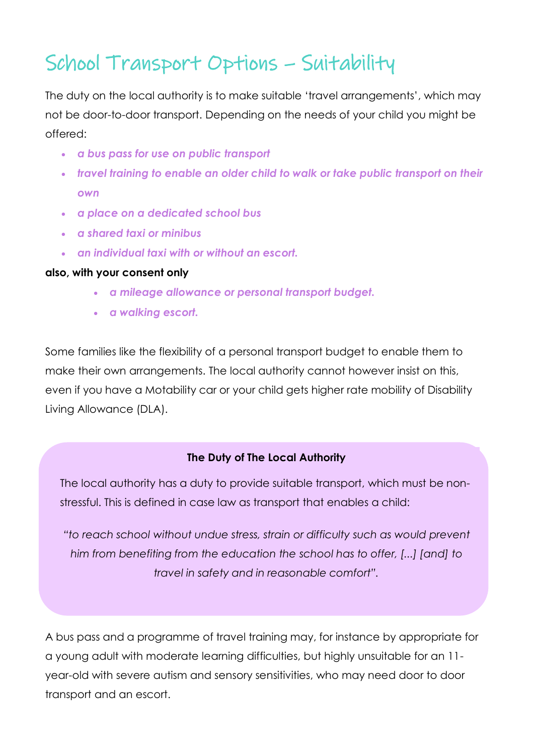# School Transport Options – Suitability

The duty on the local authority is to make suitable 'travel arrangements', which may not be door-to-door transport. Depending on the needs of your child you might be offered:

- *a bus pass for use on public transport*
- *travel training to enable an older child to walk or take public transport on their own*
- *a place on a dedicated school bus*
- *a shared taxi or minibus*
- *an individual taxi with or without an escort.*

**also, with your consent only**

- *a mileage allowance or personal transport budget.*
- *a walking escort.*

Some families like the flexibility of a personal transport budget to enable them to make their own arrangements. The local authority cannot however insist on this, even if you have a Motability car or your child gets higher rate mobility of Disability Living Allowance (DLA).

**The Duty of The Local Authority**

The local authority has a duty to provide suitable transport, which must be non-stressful. This is defined in case law as transport that enables a child:

*"to reach school without undue stress, strain or difficulty such as would prevent him from benefiting from the education the school has to offer, [...] [and] to travel in safety and in reasonable comfort".*

A bus pass and a programme of travel training may, for instance by appropriate for a young adult with moderate learning difficulties, but highly unsuitable for an 11-year-old with severe autism and sensory sensitivities, who may need door to door transport and an escort.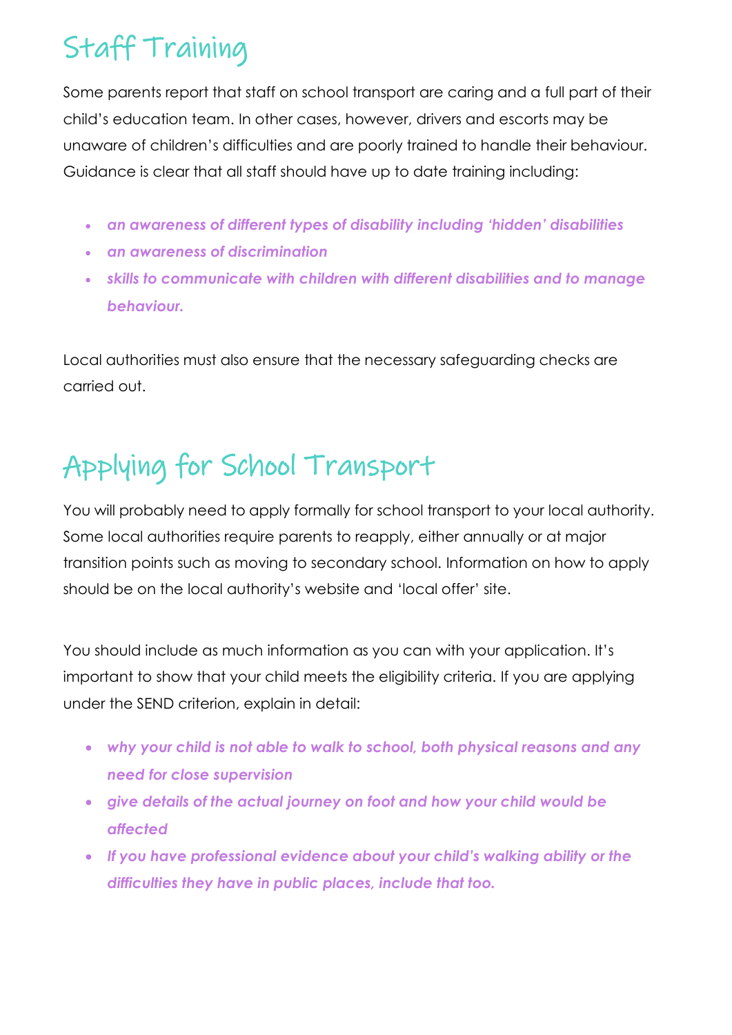## Staff Training

Some parents report that staff on school transport are caring and a full part of their child's education team. In other cases, however, drivers and escorts may be unaware of children's difficulties and are poorly trained to handle their behaviour. Guidance is clear that all staff should have up to date training including:

- ***an awareness of different types of disability including 'hidden' disabilities***
- ***an awareness of discrimination***
- ***skills to communicate with children with different disabilities and to manage behaviour.***

Local authorities must also ensure that the necessary safeguarding checks are carried out.

## Applying for School Transport

You will probably need to apply formally for school transport to your local authority. Some local authorities require parents to reapply, either annually or at major transition points such as moving to secondary school. Information on how to apply should be on the local authority's website and 'local offer' site.

You should include as much information as you can with your application. It's important to show that your child meets the eligibility criteria. If you are applying under the SEND criterion, explain in detail:

- ***why your child is not able to walk to school, both physical reasons and any need for close supervision***
- ***give details of the actual journey on foot and how your child would be affected***
- ***If you have professional evidence about your child's walking ability or the difficulties they have in public places, include that too.***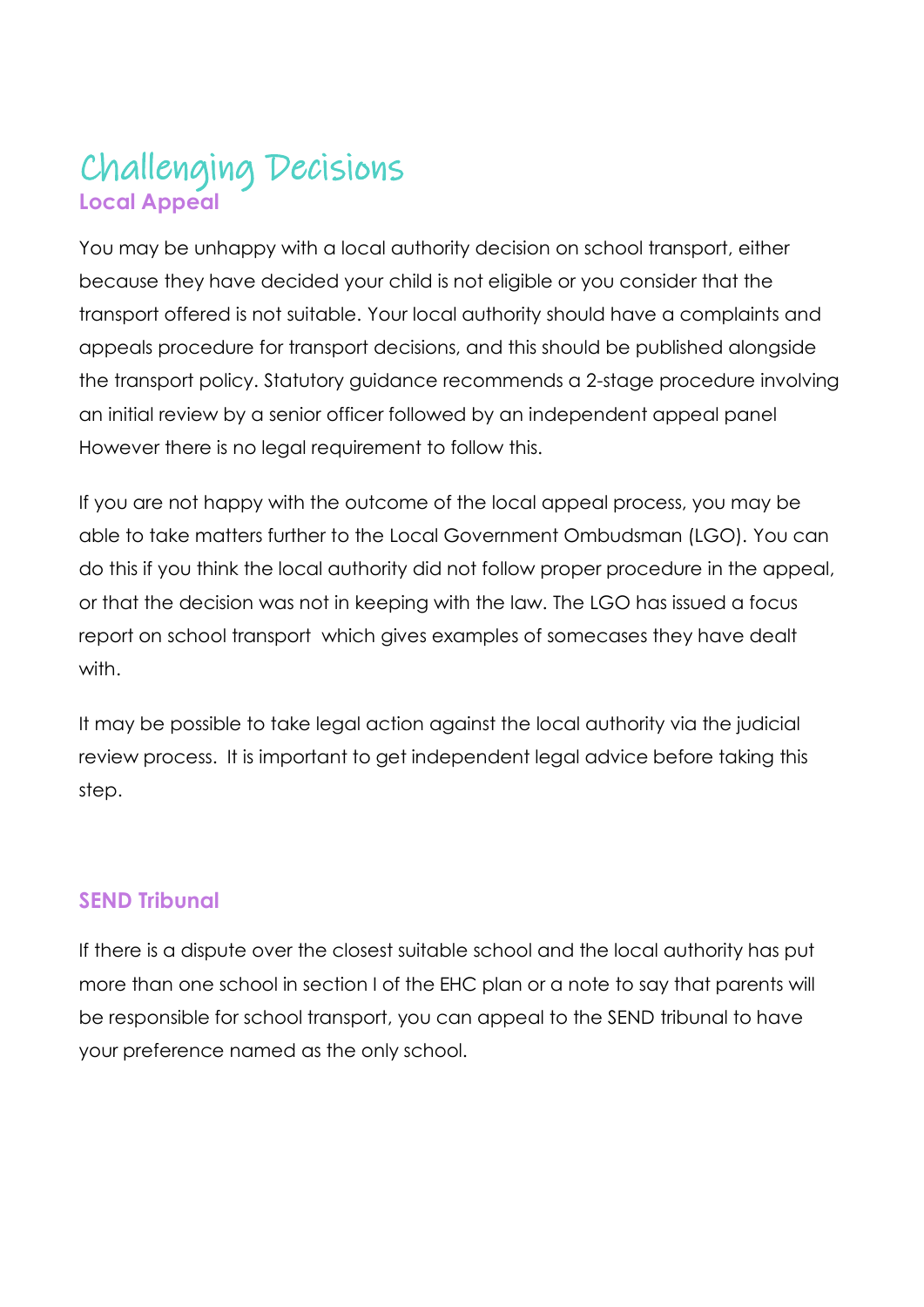# Challenging Decisions

## Local Appeal

You may be unhappy with a local authority decision on school transport, either because they have decided your child is not eligible or you consider that the transport offered is not suitable. Your local authority should have a complaints and appeals procedure for transport decisions, and this should be published alongside the transport policy. Statutory guidance recommends a 2-stage procedure involving an initial review by a senior officer followed by an independent appeal panel However there is no legal requirement to follow this.

If you are not happy with the outcome of the local appeal process, you may be able to take matters further to the Local Government Ombudsman (LGO). You can do this if you think the local authority did not follow proper procedure in the appeal, or that the decision was not in keeping with the law. The LGO has issued a focus report on school transport which gives examples of somecases they have dealt with.

It may be possible to take legal action against the local authority via the judicial review process. It is important to get independent legal advice before taking this step.

## SEND Tribunal

If there is a dispute over the closest suitable school and the local authority has put more than one school in section I of the EHC plan or a note to say that parents will be responsible for school transport, you can appeal to the SEND tribunal to have your preference named as the only school.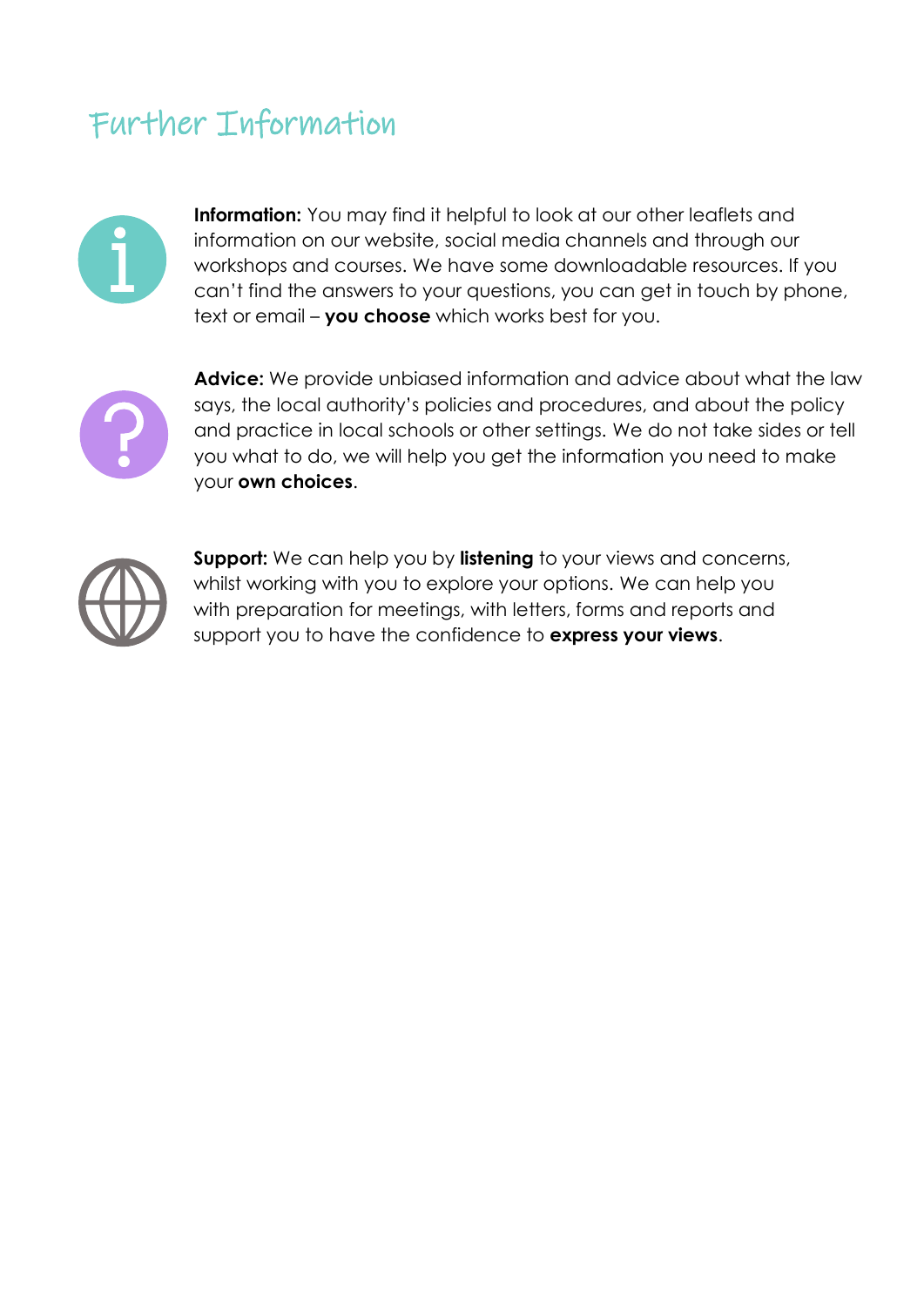# Further Information

**Information:** You may find it helpful to look at our other leaflets and information on our website, social media channels and through our workshops and courses. We have some downloadable resources. If you can't find the answers to your questions, you can get in touch by phone, text or email – **you choose** which works best for you.

**Advice:** We provide unbiased information and advice about what the law says, the local authority's policies and procedures, and about the policy and practice in local schools or other settings. We do not take sides or tell you what to do, we will help you get the information you need to make your **own choices**.

**Support:** We can help you by **listening** to your views and concerns, whilst working with you to explore your options. We can help you with preparation for meetings, with letters, forms and reports and support you to have the confidence to **express your views**.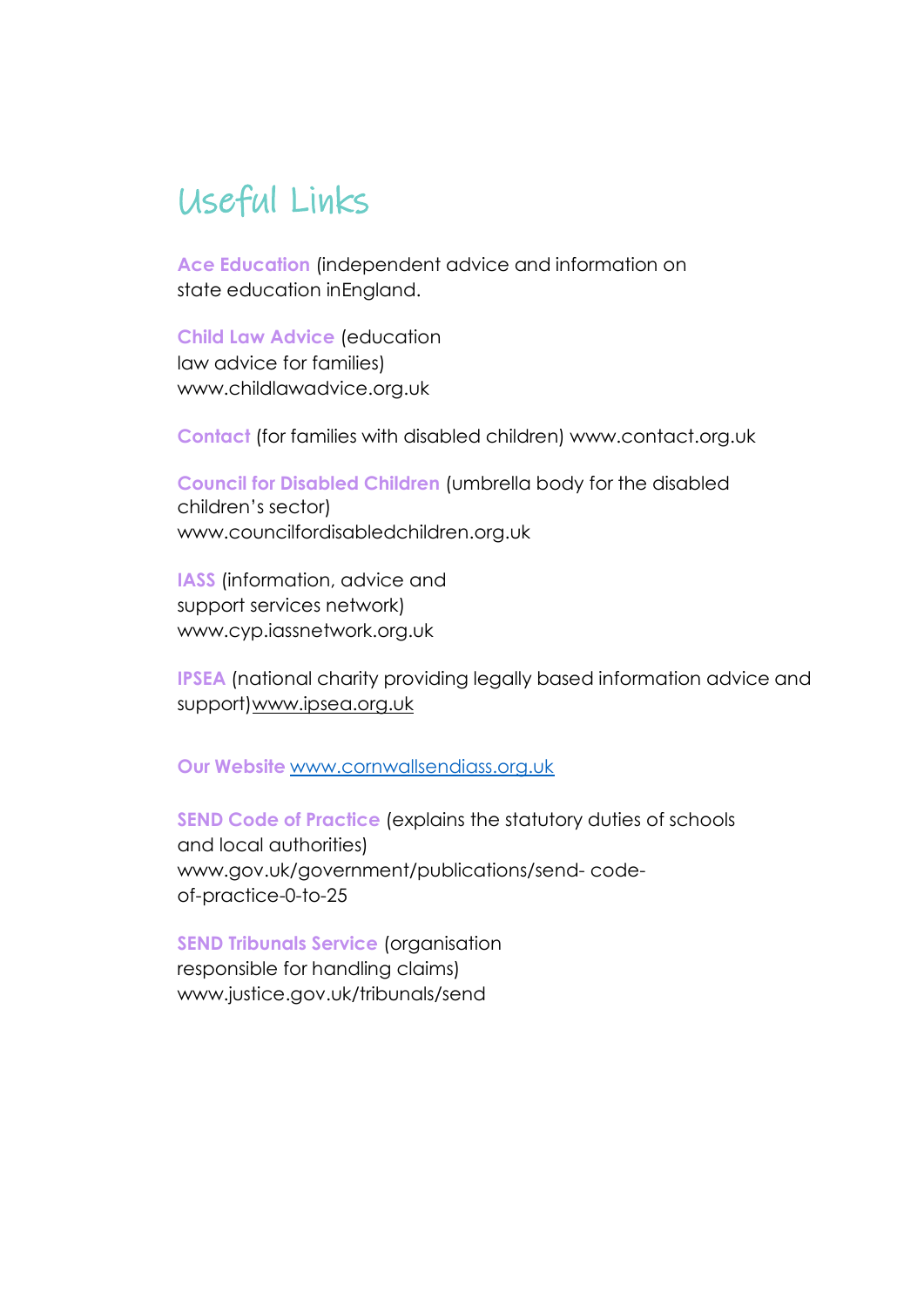# Useful Links

**Ace Education** (independent advice and information on state education inEngland.

**Child Law Advice** (education law advice for families) www.childlawadvice.org.uk

**Contact** (for families with disabled children) www.contact.org.uk

**Council for Disabled Children** (umbrella body for the disabled children's sector) www.councilfordisabledchildren.org.uk

**IASS** (information, advice and support services network) www.cyp.iassnetwork.org.uk

**IPSEA** (national charity providing legally based information advice and support)www.ipsea.org.uk

**Our Website** www.cornwallsendiass.org.uk

**SEND Code of Practice** (explains the statutory duties of schools and local authorities) www.gov.uk/government/publications/send- code-of-practice-0-to-25

**SEND Tribunals Service** (organisation responsible for handling claims) www.justice.gov.uk/tribunals/send